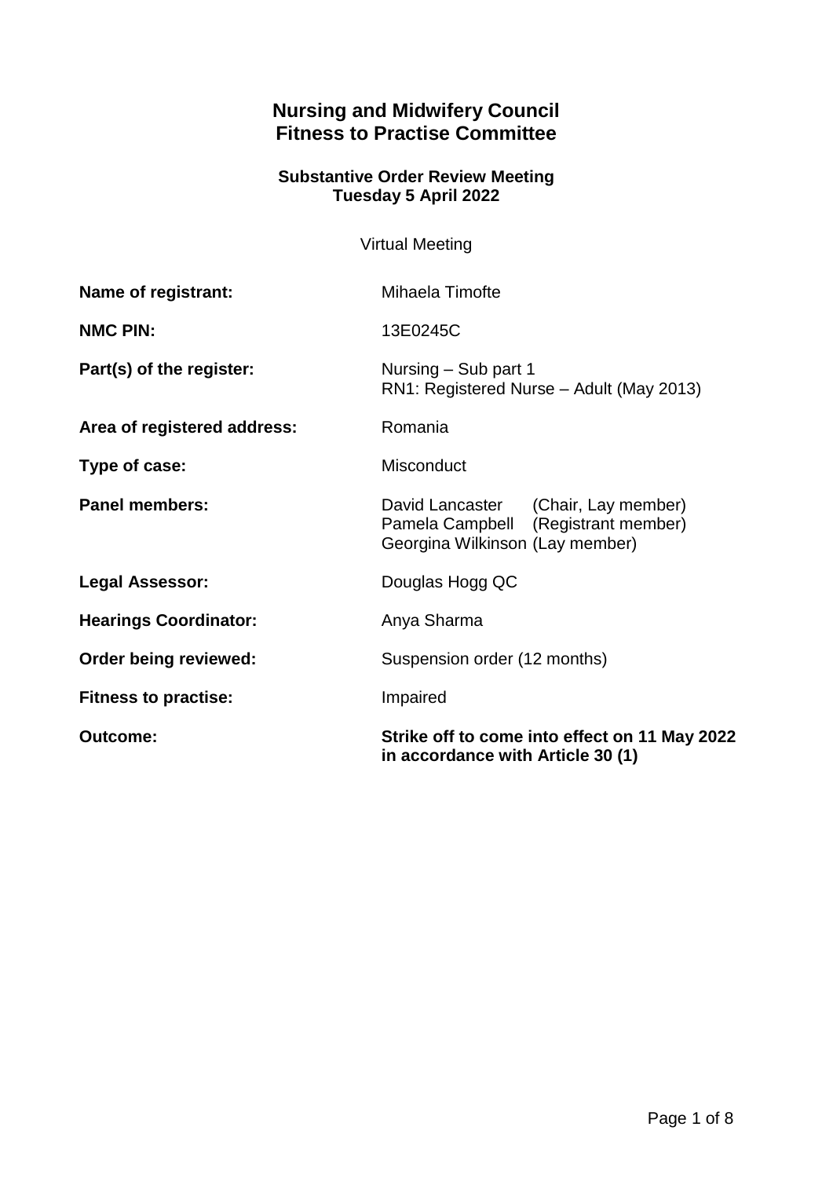# Nursing and Midwifery Council
# Fitness to Practise Committee

**Substantive Order Review Meeting**
**Tuesday 5 April 2022**

Virtual Meeting

| | |
|---|---|
| **Name of registrant:** | Mihaela Timofte |
| **NMC PIN:** | 13E0245C |
| **Part(s) of the register:** | Nursing – Sub part 1<br>RN1: Registered Nurse – Adult (May 2013) |
| **Area of registered address:** | Romania |
| **Type of case:** | Misconduct |
| **Panel members:** | David Lancaster (Chair, Lay member)<br>Pamela Campbell (Registrant member)<br>Georgina Wilkinson (Lay member) |
| **Legal Assessor:** | Douglas Hogg QC |
| **Hearings Coordinator:** | Anya Sharma |
| **Order being reviewed:** | Suspension order (12 months) |
| **Fitness to practise:** | Impaired |
| **Outcome:** | **Strike off to come into effect on 11 May 2022 in accordance with Article 30 (1)** |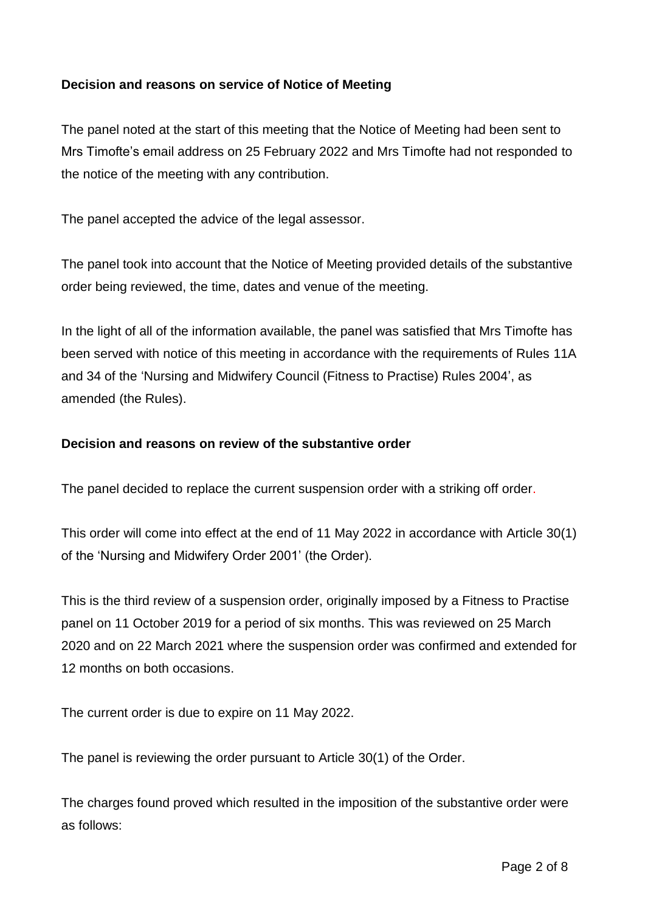**Decision and reasons on service of Notice of Meeting**

The panel noted at the start of this meeting that the Notice of Meeting had been sent to Mrs Timofte's email address on 25 February 2022 and Mrs Timofte had not responded to the notice of the meeting with any contribution.

The panel accepted the advice of the legal assessor.

The panel took into account that the Notice of Meeting provided details of the substantive order being reviewed, the time, dates and venue of the meeting.

In the light of all of the information available, the panel was satisfied that Mrs Timofte has been served with notice of this meeting in accordance with the requirements of Rules 11A and 34 of the 'Nursing and Midwifery Council (Fitness to Practise) Rules 2004', as amended (the Rules).

**Decision and reasons on review of the substantive order**

The panel decided to replace the current suspension order with a striking off order.

This order will come into effect at the end of 11 May 2022 in accordance with Article 30(1) of the 'Nursing and Midwifery Order 2001' (the Order).

This is the third review of a suspension order, originally imposed by a Fitness to Practise panel on 11 October 2019 for a period of six months. This was reviewed on 25 March 2020 and on 22 March 2021 where the suspension order was confirmed and extended for 12 months on both occasions.

The current order is due to expire on 11 May 2022.

The panel is reviewing the order pursuant to Article 30(1) of the Order.

The charges found proved which resulted in the imposition of the substantive order were as follows: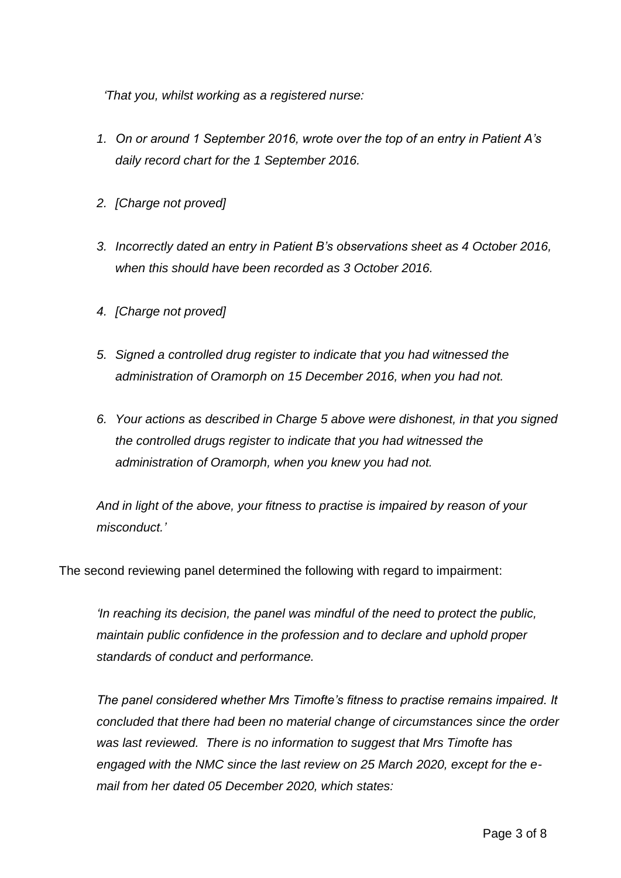*'That you, whilst working as a registered nurse:*

1. *On or around 1 September 2016, wrote over the top of an entry in Patient A's daily record chart for the 1 September 2016.*
2. *[Charge not proved]*
3. *Incorrectly dated an entry in Patient B's observations sheet as 4 October 2016, when this should have been recorded as 3 October 2016.*
4. *[Charge not proved]*
5. *Signed a controlled drug register to indicate that you had witnessed the administration of Oramorph on 15 December 2016, when you had not.*
6. *Your actions as described in Charge 5 above were dishonest, in that you signed the controlled drugs register to indicate that you had witnessed the administration of Oramorph, when you knew you had not.*

*And in light of the above, your fitness to practise is impaired by reason of your misconduct.'*

The second reviewing panel determined the following with regard to impairment:

> *'In reaching its decision, the panel was mindful of the need to protect the public, maintain public confidence in the profession and to declare and uphold proper standards of conduct and performance.*
>
> *The panel considered whether Mrs Timofte's fitness to practise remains impaired. It concluded that there had been no material change of circumstances since the order was last reviewed. There is no information to suggest that Mrs Timofte has engaged with the NMC since the last review on 25 March 2020, except for the e-mail from her dated 05 December 2020, which states:*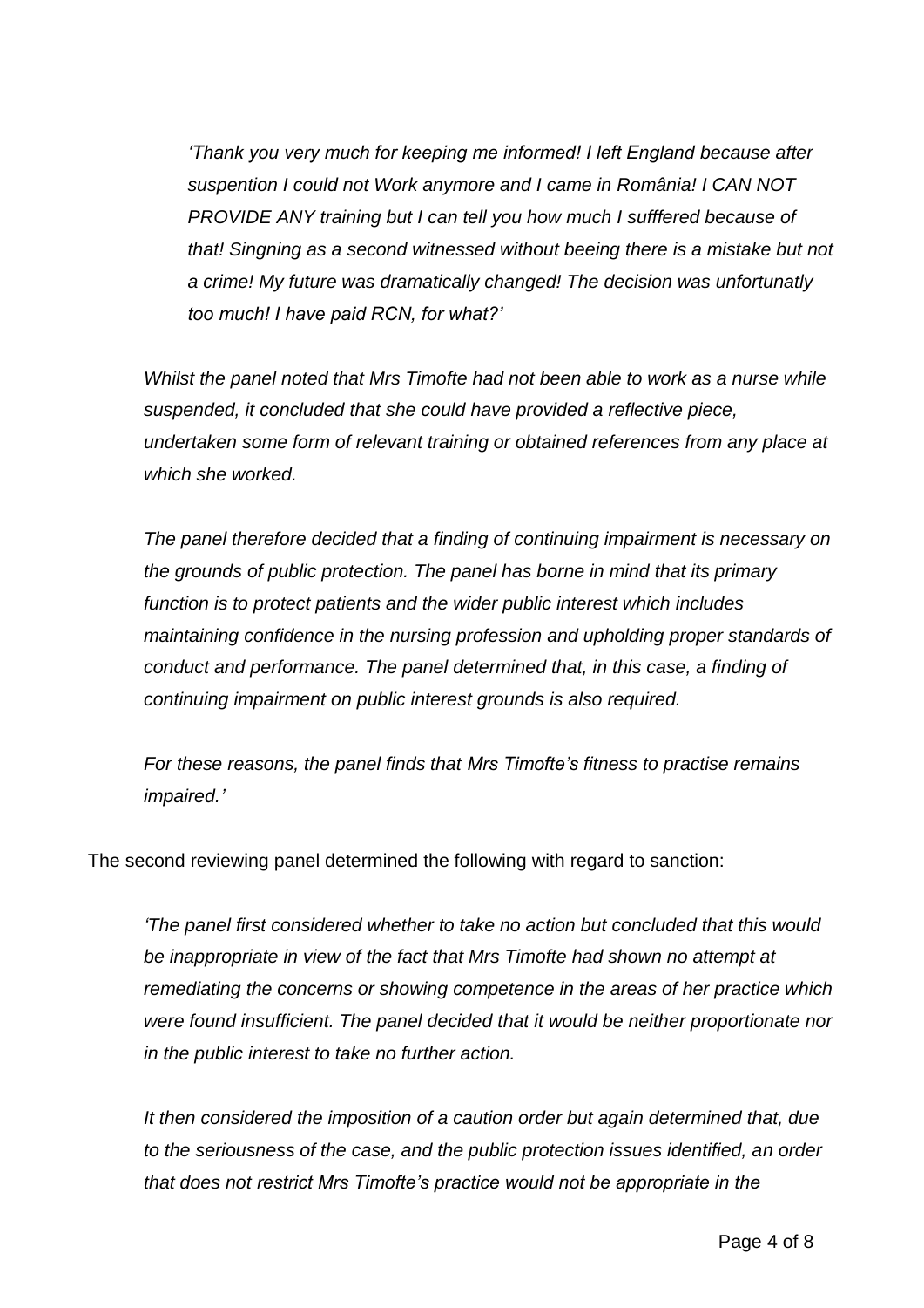*'Thank you very much for keeping me informed! I left England because after suspention I could not Work anymore and I came in România! I CAN NOT PROVIDE ANY training but I can tell you how much I sufffered because of that! Singning as a second witnessed without beeing there is a mistake but not a crime! My future was dramatically changed! The decision was unfortunatly too much! I have paid RCN, for what?'*

*Whilst the panel noted that Mrs Timofte had not been able to work as a nurse while suspended, it concluded that she could have provided a reflective piece, undertaken some form of relevant training or obtained references from any place at which she worked.*

*The panel therefore decided that a finding of continuing impairment is necessary on the grounds of public protection. The panel has borne in mind that its primary function is to protect patients and the wider public interest which includes maintaining confidence in the nursing profession and upholding proper standards of conduct and performance. The panel determined that, in this case, a finding of continuing impairment on public interest grounds is also required.*

*For these reasons, the panel finds that Mrs Timofte's fitness to practise remains impaired.'*

The second reviewing panel determined the following with regard to sanction:

*'The panel first considered whether to take no action but concluded that this would be inappropriate in view of the fact that Mrs Timofte had shown no attempt at remediating the concerns or showing competence in the areas of her practice which were found insufficient. The panel decided that it would be neither proportionate nor in the public interest to take no further action.*

*It then considered the imposition of a caution order but again determined that, due to the seriousness of the case, and the public protection issues identified, an order that does not restrict Mrs Timofte's practice would not be appropriate in the*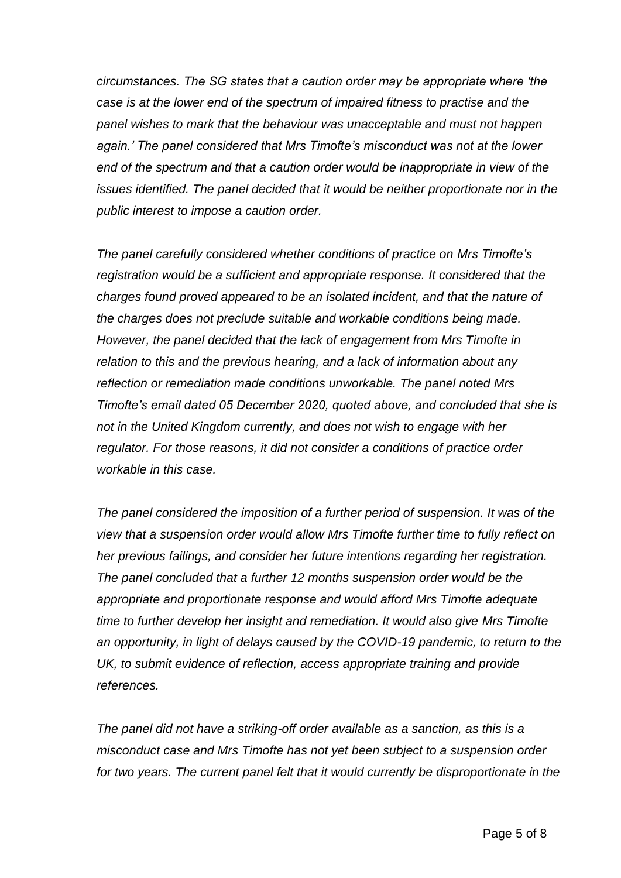*circumstances. The SG states that a caution order may be appropriate where 'the case is at the lower end of the spectrum of impaired fitness to practise and the panel wishes to mark that the behaviour was unacceptable and must not happen again.' The panel considered that Mrs Timofte's misconduct was not at the lower end of the spectrum and that a caution order would be inappropriate in view of the issues identified. The panel decided that it would be neither proportionate nor in the public interest to impose a caution order.*

*The panel carefully considered whether conditions of practice on Mrs Timofte's registration would be a sufficient and appropriate response. It considered that the charges found proved appeared to be an isolated incident, and that the nature of the charges does not preclude suitable and workable conditions being made. However, the panel decided that the lack of engagement from Mrs Timofte in relation to this and the previous hearing, and a lack of information about any reflection or remediation made conditions unworkable. The panel noted Mrs Timofte's email dated 05 December 2020, quoted above, and concluded that she is not in the United Kingdom currently, and does not wish to engage with her regulator. For those reasons, it did not consider a conditions of practice order workable in this case.*

*The panel considered the imposition of a further period of suspension. It was of the view that a suspension order would allow Mrs Timofte further time to fully reflect on her previous failings, and consider her future intentions regarding her registration. The panel concluded that a further 12 months suspension order would be the appropriate and proportionate response and would afford Mrs Timofte adequate time to further develop her insight and remediation. It would also give Mrs Timofte an opportunity, in light of delays caused by the COVID-19 pandemic, to return to the UK, to submit evidence of reflection, access appropriate training and provide references.*

*The panel did not have a striking-off order available as a sanction, as this is a misconduct case and Mrs Timofte has not yet been subject to a suspension order for two years. The current panel felt that it would currently be disproportionate in the*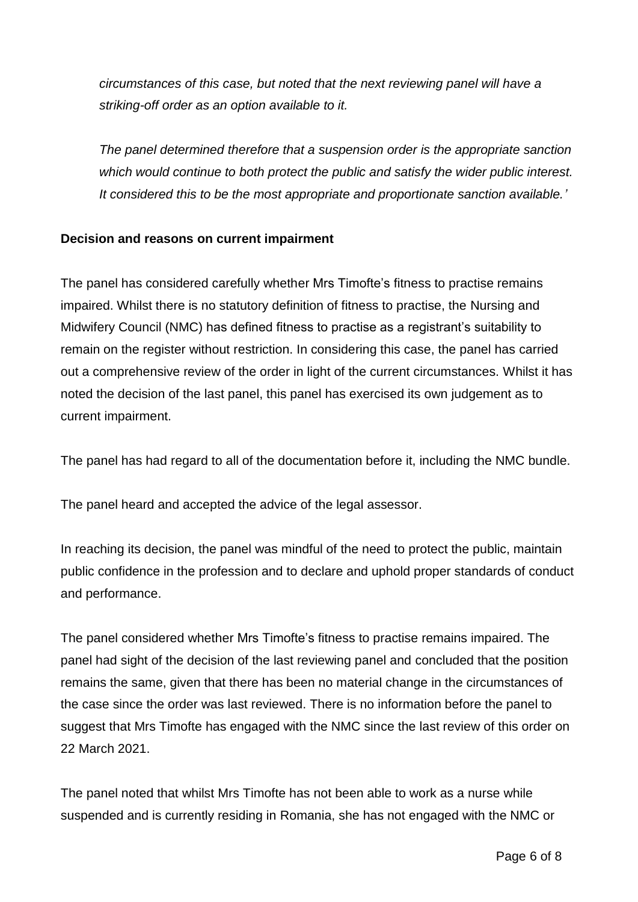*circumstances of this case, but noted that the next reviewing panel will have a striking-off order as an option available to it.*

*The panel determined therefore that a suspension order is the appropriate sanction which would continue to both protect the public and satisfy the wider public interest. It considered this to be the most appropriate and proportionate sanction available.'*

**Decision and reasons on current impairment**

The panel has considered carefully whether Mrs Timofte's fitness to practise remains impaired. Whilst there is no statutory definition of fitness to practise, the Nursing and Midwifery Council (NMC) has defined fitness to practise as a registrant's suitability to remain on the register without restriction. In considering this case, the panel has carried out a comprehensive review of the order in light of the current circumstances. Whilst it has noted the decision of the last panel, this panel has exercised its own judgement as to current impairment.

The panel has had regard to all of the documentation before it, including the NMC bundle.

The panel heard and accepted the advice of the legal assessor.

In reaching its decision, the panel was mindful of the need to protect the public, maintain public confidence in the profession and to declare and uphold proper standards of conduct and performance.

The panel considered whether Mrs Timofte's fitness to practise remains impaired. The panel had sight of the decision of the last reviewing panel and concluded that the position remains the same, given that there has been no material change in the circumstances of the case since the order was last reviewed. There is no information before the panel to suggest that Mrs Timofte has engaged with the NMC since the last review of this order on 22 March 2021.

The panel noted that whilst Mrs Timofte has not been able to work as a nurse while suspended and is currently residing in Romania, she has not engaged with the NMC or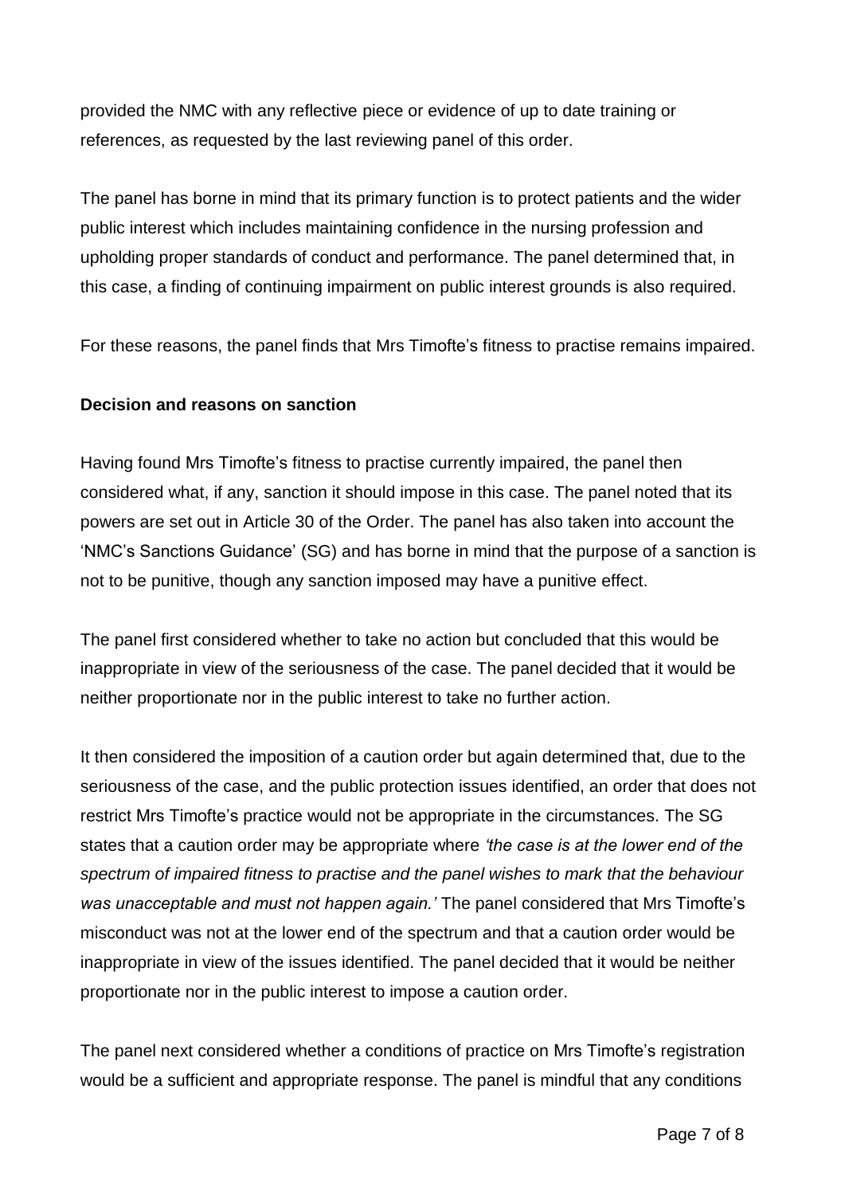provided the NMC with any reflective piece or evidence of up to date training or references, as requested by the last reviewing panel of this order.

The panel has borne in mind that its primary function is to protect patients and the wider public interest which includes maintaining confidence in the nursing profession and upholding proper standards of conduct and performance. The panel determined that, in this case, a finding of continuing impairment on public interest grounds is also required.

For these reasons, the panel finds that Mrs Timofte's fitness to practise remains impaired.

**Decision and reasons on sanction**

Having found Mrs Timofte's fitness to practise currently impaired, the panel then considered what, if any, sanction it should impose in this case. The panel noted that its powers are set out in Article 30 of the Order. The panel has also taken into account the 'NMC's Sanctions Guidance' (SG) and has borne in mind that the purpose of a sanction is not to be punitive, though any sanction imposed may have a punitive effect.

The panel first considered whether to take no action but concluded that this would be inappropriate in view of the seriousness of the case. The panel decided that it would be neither proportionate nor in the public interest to take no further action.

It then considered the imposition of a caution order but again determined that, due to the seriousness of the case, and the public protection issues identified, an order that does not restrict Mrs Timofte's practice would not be appropriate in the circumstances. The SG states that a caution order may be appropriate where *'the case is at the lower end of the spectrum of impaired fitness to practise and the panel wishes to mark that the behaviour was unacceptable and must not happen again.'* The panel considered that Mrs Timofte's misconduct was not at the lower end of the spectrum and that a caution order would be inappropriate in view of the issues identified. The panel decided that it would be neither proportionate nor in the public interest to impose a caution order.

The panel next considered whether a conditions of practice on Mrs Timofte's registration would be a sufficient and appropriate response. The panel is mindful that any conditions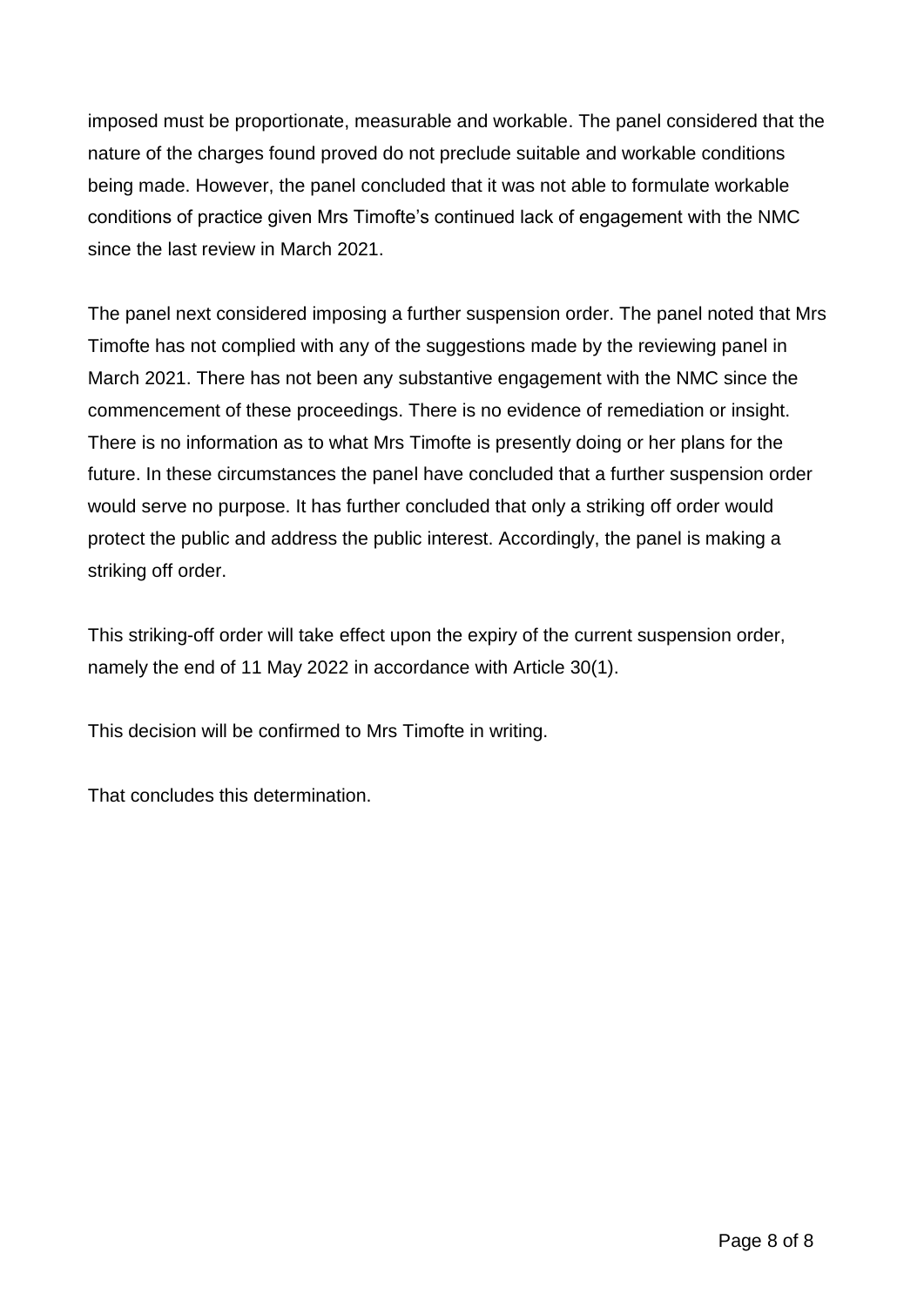imposed must be proportionate, measurable and workable. The panel considered that the nature of the charges found proved do not preclude suitable and workable conditions being made. However, the panel concluded that it was not able to formulate workable conditions of practice given Mrs Timofte's continued lack of engagement with the NMC since the last review in March 2021.

The panel next considered imposing a further suspension order. The panel noted that Mrs Timofte has not complied with any of the suggestions made by the reviewing panel in March 2021. There has not been any substantive engagement with the NMC since the commencement of these proceedings. There is no evidence of remediation or insight. There is no information as to what Mrs Timofte is presently doing or her plans for the future. In these circumstances the panel have concluded that a further suspension order would serve no purpose. It has further concluded that only a striking off order would protect the public and address the public interest. Accordingly, the panel is making a striking off order.

This striking-off order will take effect upon the expiry of the current suspension order, namely the end of 11 May 2022 in accordance with Article 30(1).

This decision will be confirmed to Mrs Timofte in writing.

That concludes this determination.